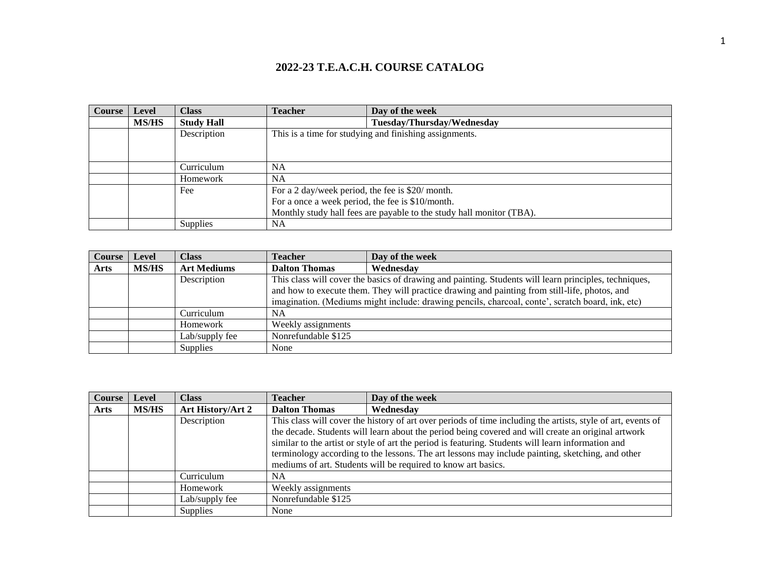# 2022-23 T.E.A.C.H. COURSE CATALOG

| Course | Level | Class | Teacher | Day of the week |
|---|---|---|---|---|
| | **MS/HS** | **Study Hall** | | **Tuesday/Thursday/Wednesday** |
| | | Description | This is a time for studying and finishing assignments. | |
| | | Curriculum | NA | |
| | | Homework | NA | |
| | | Fee | For a 2 day/week period, the fee is $20/ month.<br>For a once a week period, the fee is $10/month.<br>Monthly study hall fees are payable to the study hall monitor (TBA). | |
| | | Supplies | NA | |

| Course | Level | Class | Teacher | Day of the week |
|---|---|---|---|---|
| **Arts** | **MS/HS** | **Art Mediums** | **Dalton Thomas** | **Wednesday** |
| | | Description | This class will cover the basics of drawing and painting. Students will learn principles, techniques, and how to execute them. They will practice drawing and painting from still-life, photos, and imagination. (Mediums might include: drawing pencils, charcoal, conte', scratch board, ink, etc) | |
| | | Curriculum | NA | |
| | | Homework | Weekly assignments | |
| | | Lab/supply fee | Nonrefundable $125 | |
| | | Supplies | None | |

| Course | Level | Class | Teacher | Day of the week |
|---|---|---|---|---|
| **Arts** | **MS/HS** | **Art History/Art 2** | **Dalton Thomas** | **Wednesday** |
| | | Description | This class will cover the history of art over periods of time including the artists, style of art, events of the decade. Students will learn about the period being covered and will create an original artwork similar to the artist or style of art the period is featuring. Students will learn information and terminology according to the lessons. The art lessons may include painting, sketching, and other mediums of art. Students will be required to know art basics. | |
| | | Curriculum | NA | |
| | | Homework | Weekly assignments | |
| | | Lab/supply fee | Nonrefundable $125 | |
| | | Supplies | None | |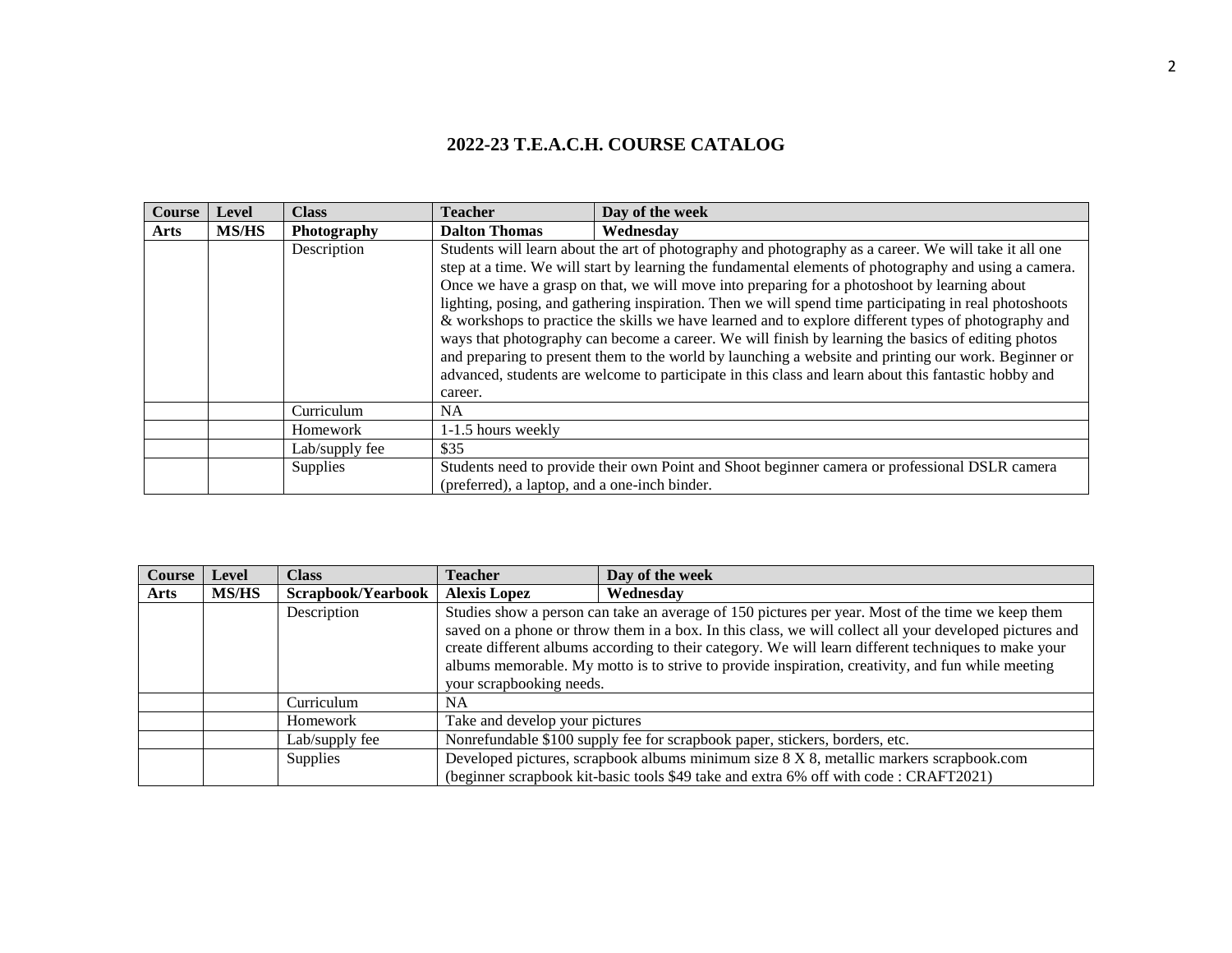# 2022-23 T.E.A.C.H. COURSE CATALOG

| Course | Level | Class | Teacher | Day of the week |
|---|---|---|---|---|
| **Arts** | **MS/HS** | **Photography** | **Dalton Thomas** | **Wednesday** |
| | | Description | Students will learn about the art of photography and photography as a career. We will take it all one step at a time. We will start by learning the fundamental elements of photography and using a camera. Once we have a grasp on that, we will move into preparing for a photoshoot by learning about lighting, posing, and gathering inspiration. Then we will spend time participating in real photoshoots & workshops to practice the skills we have learned and to explore different types of photography and ways that photography can become a career. We will finish by learning the basics of editing photos and preparing to present them to the world by launching a website and printing our work. Beginner or advanced, students are welcome to participate in this class and learn about this fantastic hobby and career. | |
| | | Curriculum | NA | |
| | | Homework | 1-1.5 hours weekly | |
| | | Lab/supply fee | $35 | |
| | | Supplies | Students need to provide their own Point and Shoot beginner camera or professional DSLR camera (preferred), a laptop, and a one-inch binder. | |

| Course | Level | Class | Teacher | Day of the week |
|---|---|---|---|---|
| **Arts** | **MS/HS** | **Scrapbook/Yearbook** | **Alexis Lopez** | **Wednesday** |
| | | Description | Studies show a person can take an average of 150 pictures per year. Most of the time we keep them saved on a phone or throw them in a box. In this class, we will collect all your developed pictures and create different albums according to their category. We will learn different techniques to make your albums memorable. My motto is to strive to provide inspiration, creativity, and fun while meeting your scrapbooking needs. | |
| | | Curriculum | NA | |
| | | Homework | Take and develop your pictures | |
| | | Lab/supply fee | Nonrefundable $100 supply fee for scrapbook paper, stickers, borders, etc. | |
| | | Supplies | Developed pictures, scrapbook albums minimum size 8 X 8, metallic markers scrapbook.com (beginner scrapbook kit-basic tools $49 take and extra 6% off with code : CRAFT2021) | |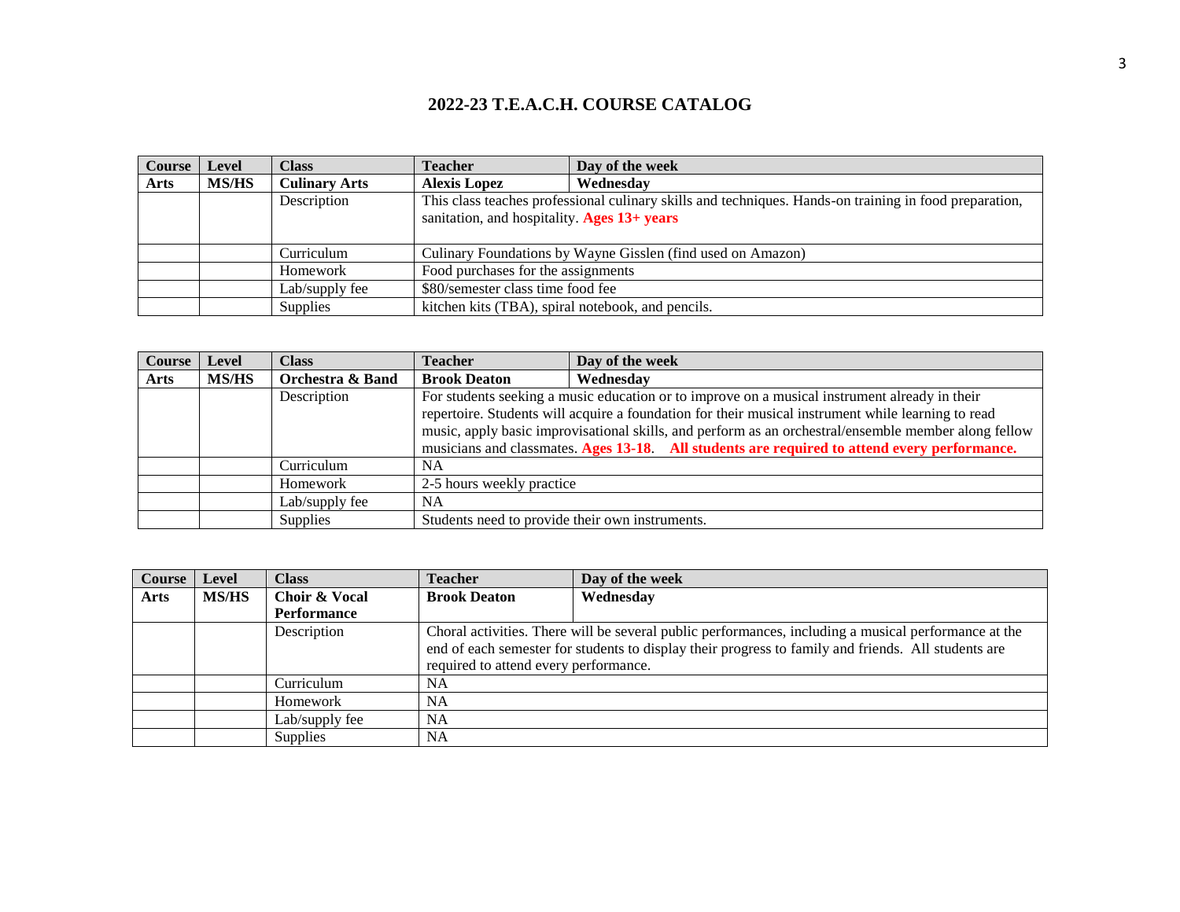# 2022-23 T.E.A.C.H. COURSE CATALOG

| Course | Level | Class | Teacher | Day of the week |
|---|---|---|---|---|
| **Arts** | **MS/HS** | **Culinary Arts** | **Alexis Lopez** | **Wednesday** |
| | | Description | This class teaches professional culinary skills and techniques. Hands-on training in food preparation, sanitation, and hospitality. **Ages 13+ years** | |
| | | Curriculum | Culinary Foundations by Wayne Gisslen (find used on Amazon) | |
| | | Homework | Food purchases for the assignments | |
| | | Lab/supply fee | $80/semester class time food fee | |
| | | Supplies | kitchen kits (TBA), spiral notebook, and pencils. | |

| Course | Level | Class | Teacher | Day of the week |
|---|---|---|---|---|
| **Arts** | **MS/HS** | **Orchestra & Band** | **Brook Deaton** | **Wednesday** |
| | | Description | For students seeking a music education or to improve on a musical instrument already in their repertoire. Students will acquire a foundation for their musical instrument while learning to read music, apply basic improvisational skills, and perform as an orchestral/ensemble member along fellow musicians and classmates. **Ages 13-18**. **All students are required to attend every performance.** | |
| | | Curriculum | NA | |
| | | Homework | 2-5 hours weekly practice | |
| | | Lab/supply fee | NA | |
| | | Supplies | Students need to provide their own instruments. | |

| Course | Level | Class | Teacher | Day of the week |
|---|---|---|---|---|
| **Arts** | **MS/HS** | **Choir & Vocal Performance** | **Brook Deaton** | **Wednesday** |
| | | Description | Choral activities. There will be several public performances, including a musical performance at the end of each semester for students to display their progress to family and friends. All students are required to attend every performance. | |
| | | Curriculum | NA | |
| | | Homework | NA | |
| | | Lab/supply fee | NA | |
| | | Supplies | NA | |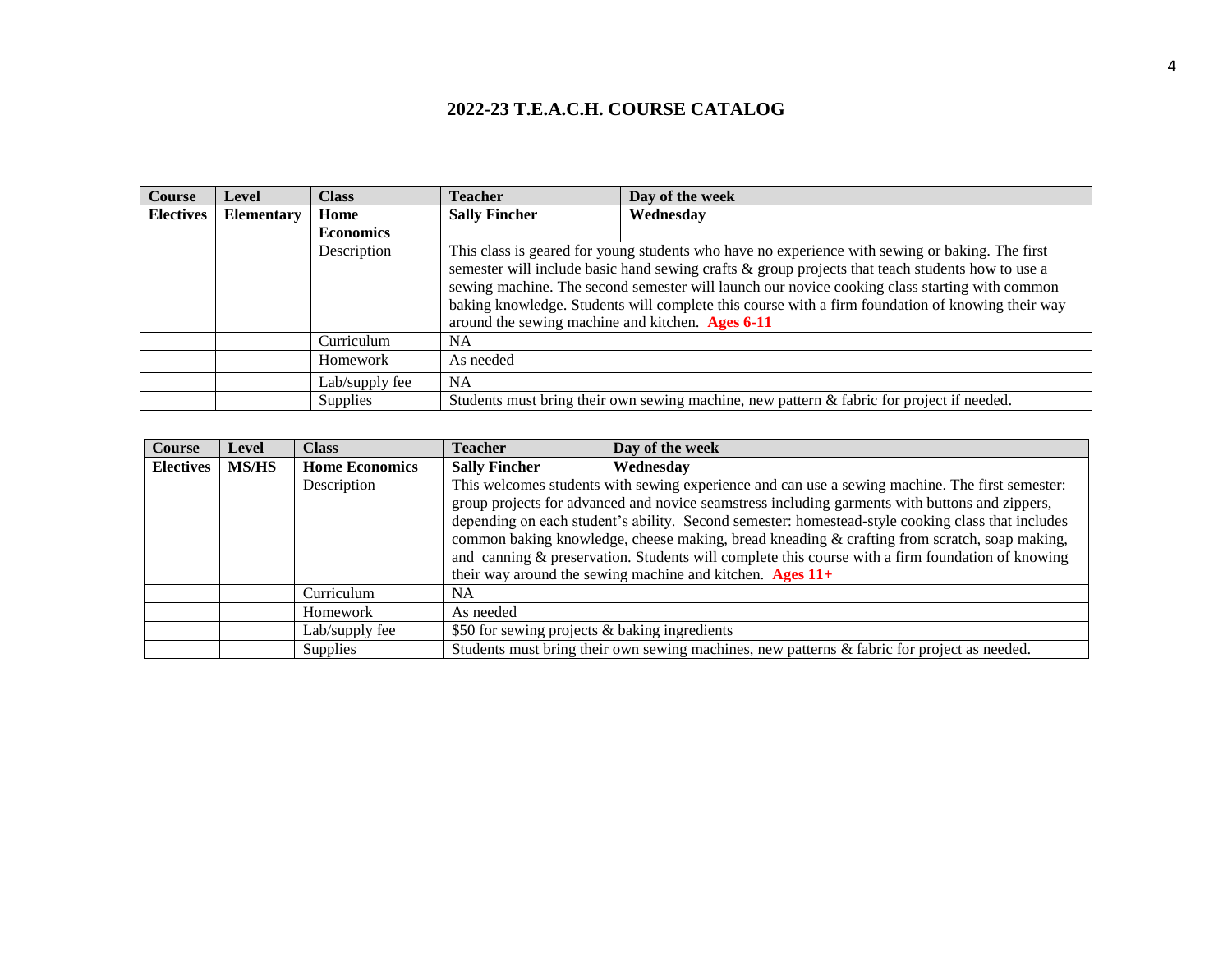## 2022-23 T.E.A.C.H. COURSE CATALOG

| Course | Level | Class | Teacher | Day of the week |
|---|---|---|---|---|
| **Electives** | **Elementary** | **Home Economics** | **Sally Fincher** | **Wednesday** |
| | | Description | This class is geared for young students who have no experience with sewing or baking. The first semester will include basic hand sewing crafts & group projects that teach students how to use a sewing machine. The second semester will launch our novice cooking class starting with common baking knowledge. Students will complete this course with a firm foundation of knowing their way around the sewing machine and kitchen. **Ages 6-11** | |
| | | Curriculum | NA | |
| | | Homework | As needed | |
| | | Lab/supply fee | NA | |
| | | Supplies | Students must bring their own sewing machine, new pattern & fabric for project if needed. | |

| Course | Level | Class | Teacher | Day of the week |
|---|---|---|---|---|
| **Electives** | **MS/HS** | **Home Economics** | **Sally Fincher** | **Wednesday** |
| | | Description | This welcomes students with sewing experience and can use a sewing machine. The first semester: group projects for advanced and novice seamstress including garments with buttons and zippers, depending on each student's ability. Second semester: homestead-style cooking class that includes common baking knowledge, cheese making, bread kneading & crafting from scratch, soap making, and canning & preservation. Students will complete this course with a firm foundation of knowing their way around the sewing machine and kitchen. **Ages 11+** | |
| | | Curriculum | NA | |
| | | Homework | As needed | |
| | | Lab/supply fee | $50 for sewing projects & baking ingredients | |
| | | Supplies | Students must bring their own sewing machines, new patterns & fabric for project as needed. | |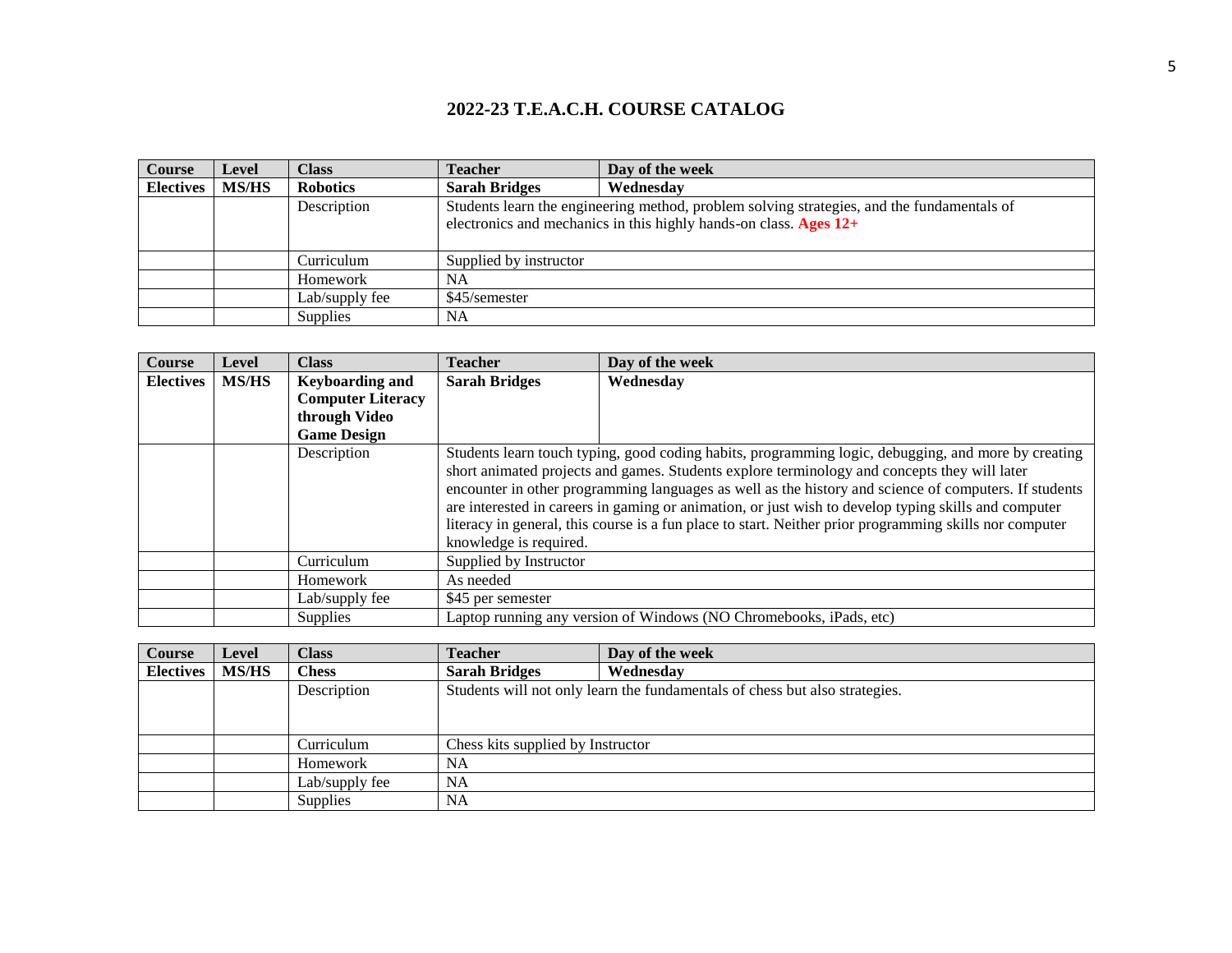## 2022-23 T.E.A.C.H. COURSE CATALOG

| Course | Level | Class | Teacher | Day of the week |
|---|---|---|---|---|
| **Electives** | **MS/HS** | **Robotics** | **Sarah Bridges** | **Wednesday** |
| | | Description | Students learn the engineering method, problem solving strategies, and the fundamentals of electronics and mechanics in this highly hands-on class. **Ages 12+** | |
| | | Curriculum | Supplied by instructor | |
| | | Homework | NA | |
| | | Lab/supply fee | $45/semester | |
| | | Supplies | NA | |

| Course | Level | Class | Teacher | Day of the week |
|---|---|---|---|---|
| **Electives** | **MS/HS** | **Keyboarding and Computer Literacy through Video Game Design** | **Sarah Bridges** | **Wednesday** |
| | | Description | Students learn touch typing, good coding habits, programming logic, debugging, and more by creating short animated projects and games. Students explore terminology and concepts they will later encounter in other programming languages as well as the history and science of computers. If students are interested in careers in gaming or animation, or just wish to develop typing skills and computer literacy in general, this course is a fun place to start. Neither prior programming skills nor computer knowledge is required. | |
| | | Curriculum | Supplied by Instructor | |
| | | Homework | As needed | |
| | | Lab/supply fee | $45 per semester | |
| | | Supplies | Laptop running any version of Windows (NO Chromebooks, iPads, etc) | |

| Course | Level | Class | Teacher | Day of the week |
|---|---|---|---|---|
| **Electives** | **MS/HS** | **Chess** | **Sarah Bridges** | **Wednesday** |
| | | Description | Students will not only learn the fundamentals of chess but also strategies. | |
| | | Curriculum | Chess kits supplied by Instructor | |
| | | Homework | NA | |
| | | Lab/supply fee | NA | |
| | | Supplies | NA | |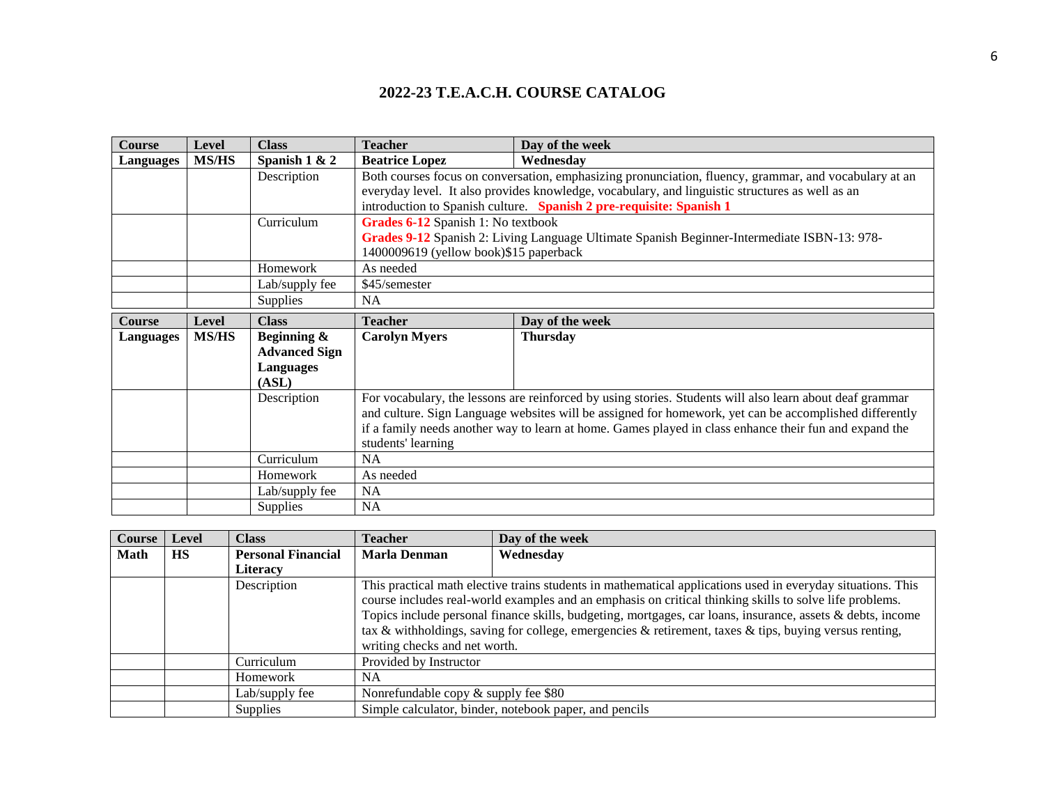# 2022-23 T.E.A.C.H. COURSE CATALOG

| Course | Level | Class | Teacher | Day of the week |
|---|---|---|---|---|
| **Languages** | **MS/HS** | **Spanish 1 & 2** | **Beatrice Lopez** | **Wednesday** |
| | | Description | Both courses focus on conversation, emphasizing pronunciation, fluency, grammar, and vocabulary at an everyday level. It also provides knowledge, vocabulary, and linguistic structures as well as an introduction to Spanish culture. **Spanish 2 pre-requisite: Spanish 1** | |
| | | Curriculum | **Grades 6-12** Spanish 1: No textbook<br>**Grades 9-12** Spanish 2: Living Language Ultimate Spanish Beginner-Intermediate ISBN-13: 978-1400009619 (yellow book)$15 paperback | |
| | | Homework | As needed | |
| | | Lab/supply fee | $45/semester | |
| | | Supplies | NA | |

| Course | Level | Class | Teacher | Day of the week |
|---|---|---|---|---|
| **Languages** | **MS/HS** | **Beginning & Advanced Sign Languages (ASL)** | **Carolyn Myers** | **Thursday** |
| | | Description | For vocabulary, the lessons are reinforced by using stories. Students will also learn about deaf grammar and culture. Sign Language websites will be assigned for homework, yet can be accomplished differently if a family needs another way to learn at home. Games played in class enhance their fun and expand the students' learning | |
| | | Curriculum | NA | |
| | | Homework | As needed | |
| | | Lab/supply fee | NA | |
| | | Supplies | NA | |

| Course | Level | Class | Teacher | Day of the week |
|---|---|---|---|---|
| **Math** | **HS** | **Personal Financial Literacy** | **Marla Denman** | **Wednesday** |
| | | Description | This practical math elective trains students in mathematical applications used in everyday situations. This course includes real-world examples and an emphasis on critical thinking skills to solve life problems. Topics include personal finance skills, budgeting, mortgages, car loans, insurance, assets & debts, income tax & withholdings, saving for college, emergencies & retirement, taxes & tips, buying versus renting, writing checks and net worth. | |
| | | Curriculum | Provided by Instructor | |
| | | Homework | NA | |
| | | Lab/supply fee | Nonrefundable copy & supply fee $80 | |
| | | Supplies | Simple calculator, binder, notebook paper, and pencils | |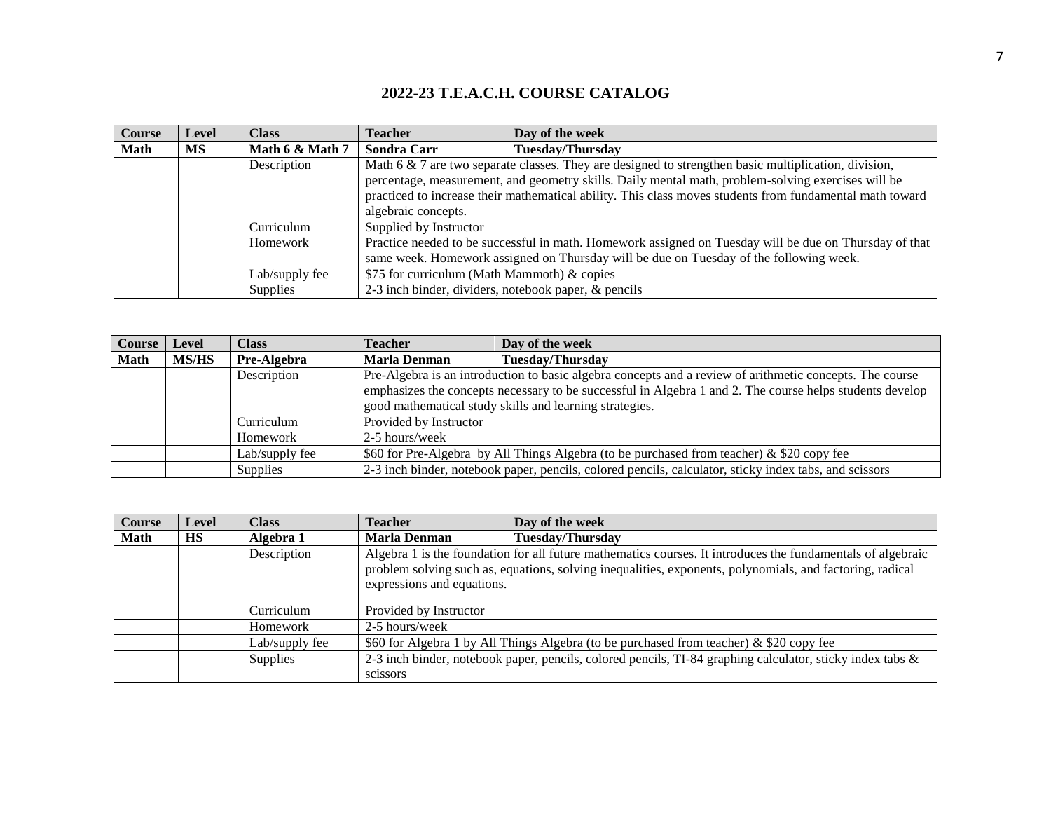# 2022-23 T.E.A.C.H. COURSE CATALOG

| Course | Level | Class | Teacher | Day of the week |
|---|---|---|---|---|
| **Math** | **MS** | **Math 6 & Math 7** | **Sondra Carr** | **Tuesday/Thursday** |
| | | Description | Math 6 & 7 are two separate classes. They are designed to strengthen basic multiplication, division, percentage, measurement, and geometry skills. Daily mental math, problem-solving exercises will be practiced to increase their mathematical ability. This class moves students from fundamental math toward algebraic concepts. | |
| | | Curriculum | Supplied by Instructor | |
| | | Homework | Practice needed to be successful in math. Homework assigned on Tuesday will be due on Thursday of that same week. Homework assigned on Thursday will be due on Tuesday of the following week. | |
| | | Lab/supply fee | $75 for curriculum (Math Mammoth) & copies | |
| | | Supplies | 2-3 inch binder, dividers, notebook paper, & pencils | |

| Course | Level | Class | Teacher | Day of the week |
|---|---|---|---|---|
| **Math** | **MS/HS** | **Pre-Algebra** | **Marla Denman** | **Tuesday/Thursday** |
| | | Description | Pre-Algebra is an introduction to basic algebra concepts and a review of arithmetic concepts. The course emphasizes the concepts necessary to be successful in Algebra 1 and 2. The course helps students develop good mathematical study skills and learning strategies. | |
| | | Curriculum | Provided by Instructor | |
| | | Homework | 2-5 hours/week | |
| | | Lab/supply fee | $60 for Pre-Algebra by All Things Algebra (to be purchased from teacher) & $20 copy fee | |
| | | Supplies | 2-3 inch binder, notebook paper, pencils, colored pencils, calculator, sticky index tabs, and scissors | |

| Course | Level | Class | Teacher | Day of the week |
|---|---|---|---|---|
| **Math** | **HS** | **Algebra 1** | **Marla Denman** | **Tuesday/Thursday** |
| | | Description | Algebra 1 is the foundation for all future mathematics courses. It introduces the fundamentals of algebraic problem solving such as, equations, solving inequalities, exponents, polynomials, and factoring, radical expressions and equations. | |
| | | Curriculum | Provided by Instructor | |
| | | Homework | 2-5 hours/week | |
| | | Lab/supply fee | $60 for Algebra 1 by All Things Algebra (to be purchased from teacher) & $20 copy fee | |
| | | Supplies | 2-3 inch binder, notebook paper, pencils, colored pencils, TI-84 graphing calculator, sticky index tabs & scissors | |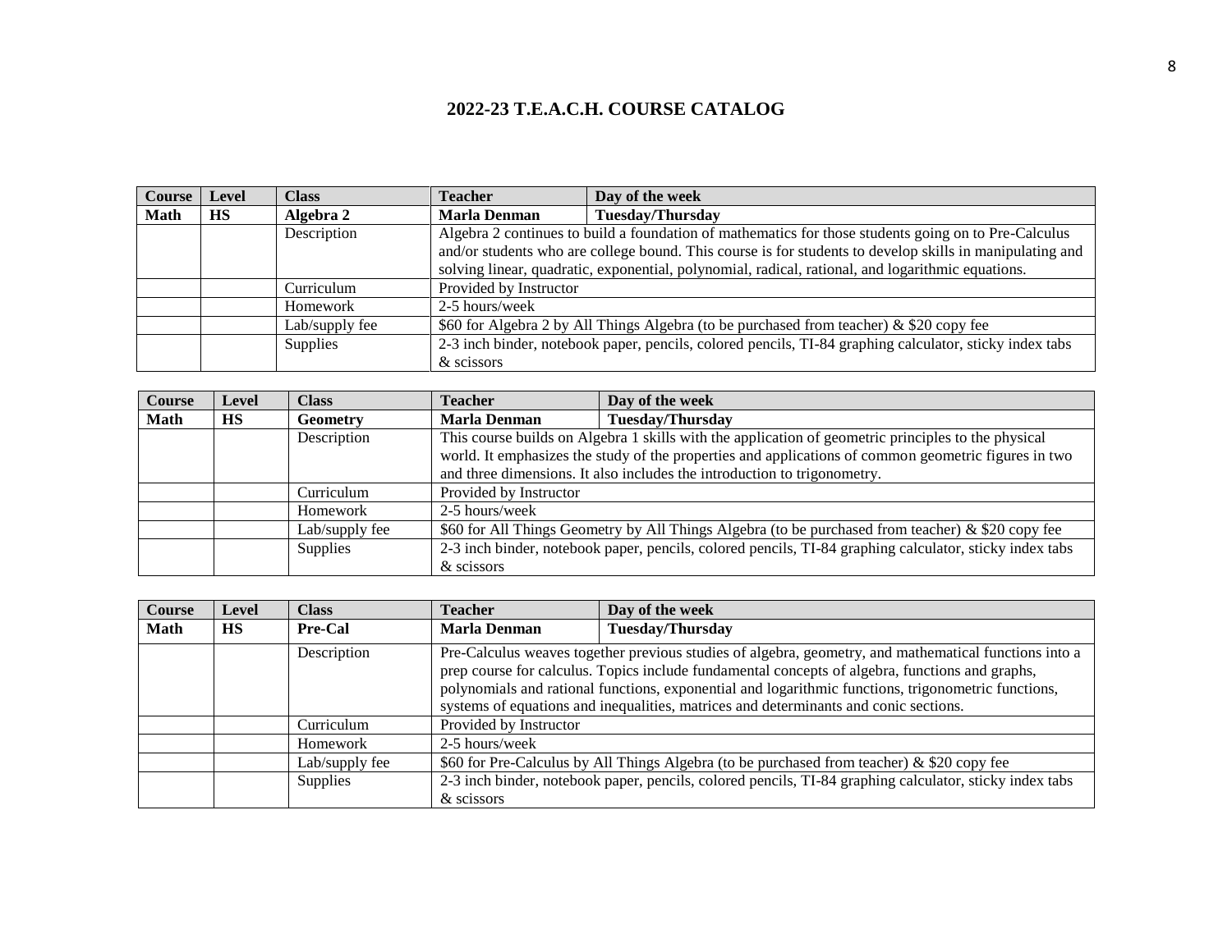## 2022-23 T.E.A.C.H. COURSE CATALOG

| Course | Level | Class | Teacher | Day of the week |
|---|---|---|---|---|
| **Math** | **HS** | **Algebra 2** | **Marla Denman** | **Tuesday/Thursday** |
| | | Description | Algebra 2 continues to build a foundation of mathematics for those students going on to Pre-Calculus and/or students who are college bound. This course is for students to develop skills in manipulating and solving linear, quadratic, exponential, polynomial, radical, rational, and logarithmic equations. | |
| | | Curriculum | Provided by Instructor | |
| | | Homework | 2-5 hours/week | |
| | | Lab/supply fee | $60 for Algebra 2 by All Things Algebra (to be purchased from teacher) & $20 copy fee | |
| | | Supplies | 2-3 inch binder, notebook paper, pencils, colored pencils, TI-84 graphing calculator, sticky index tabs & scissors | |

| Course | Level | Class | Teacher | Day of the week |
|---|---|---|---|---|
| **Math** | **HS** | **Geometry** | **Marla Denman** | **Tuesday/Thursday** |
| | | Description | This course builds on Algebra 1 skills with the application of geometric principles to the physical world. It emphasizes the study of the properties and applications of common geometric figures in two and three dimensions. It also includes the introduction to trigonometry. | |
| | | Curriculum | Provided by Instructor | |
| | | Homework | 2-5 hours/week | |
| | | Lab/supply fee | $60 for All Things Geometry by All Things Algebra (to be purchased from teacher) & $20 copy fee | |
| | | Supplies | 2-3 inch binder, notebook paper, pencils, colored pencils, TI-84 graphing calculator, sticky index tabs & scissors | |

| Course | Level | Class | Teacher | Day of the week |
|---|---|---|---|---|
| **Math** | **HS** | **Pre-Cal** | **Marla Denman** | **Tuesday/Thursday** |
| | | Description | Pre-Calculus weaves together previous studies of algebra, geometry, and mathematical functions into a prep course for calculus. Topics include fundamental concepts of algebra, functions and graphs, polynomials and rational functions, exponential and logarithmic functions, trigonometric functions, systems of equations and inequalities, matrices and determinants and conic sections. | |
| | | Curriculum | Provided by Instructor | |
| | | Homework | 2-5 hours/week | |
| | | Lab/supply fee | $60 for Pre-Calculus by All Things Algebra (to be purchased from teacher) & $20 copy fee | |
| | | Supplies | 2-3 inch binder, notebook paper, pencils, colored pencils, TI-84 graphing calculator, sticky index tabs & scissors | |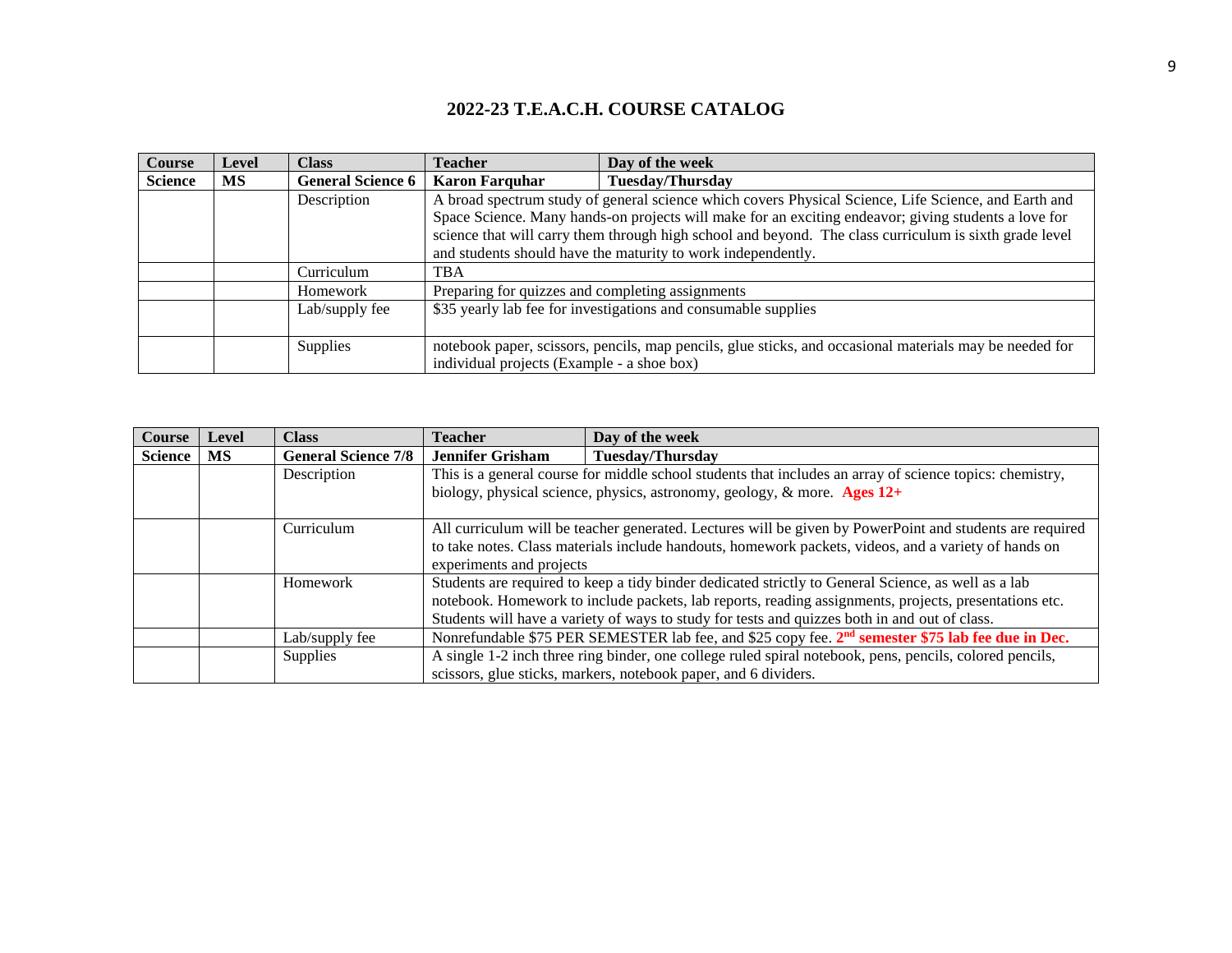# 2022-23 T.E.A.C.H. COURSE CATALOG

| Course | Level | Class | Teacher | Day of the week |
|---|---|---|---|---|
| **Science** | **MS** | **General Science 6** | **Karon Farquhar** | **Tuesday/Thursday** |
| | | Description | A broad spectrum study of general science which covers Physical Science, Life Science, and Earth and Space Science. Many hands-on projects will make for an exciting endeavor; giving students a love for science that will carry them through high school and beyond. The class curriculum is sixth grade level and students should have the maturity to work independently. | |
| | | Curriculum | TBA | |
| | | Homework | Preparing for quizzes and completing assignments | |
| | | Lab/supply fee | $35 yearly lab fee for investigations and consumable supplies | |
| | | Supplies | notebook paper, scissors, pencils, map pencils, glue sticks, and occasional materials may be needed for individual projects (Example - a shoe box) | |

| Course | Level | Class | Teacher | Day of the week |
|---|---|---|---|---|
| **Science** | **MS** | **General Science 7/8** | **Jennifer Grisham** | **Tuesday/Thursday** |
| | | Description | This is a general course for middle school students that includes an array of science topics: chemistry, biology, physical science, physics, astronomy, geology, & more. **Ages 12+** | |
| | | Curriculum | All curriculum will be teacher generated. Lectures will be given by PowerPoint and students are required to take notes. Class materials include handouts, homework packets, videos, and a variety of hands on experiments and projects | |
| | | Homework | Students are required to keep a tidy binder dedicated strictly to General Science, as well as a lab notebook. Homework to include packets, lab reports, reading assignments, projects, presentations etc. Students will have a variety of ways to study for tests and quizzes both in and out of class. | |
| | | Lab/supply fee | Nonrefundable $75 PER SEMESTER lab fee, and $25 copy fee. **2nd semester $75 lab fee due in Dec.** | |
| | | Supplies | A single 1-2 inch three ring binder, one college ruled spiral notebook, pens, pencils, colored pencils, scissors, glue sticks, markers, notebook paper, and 6 dividers. | |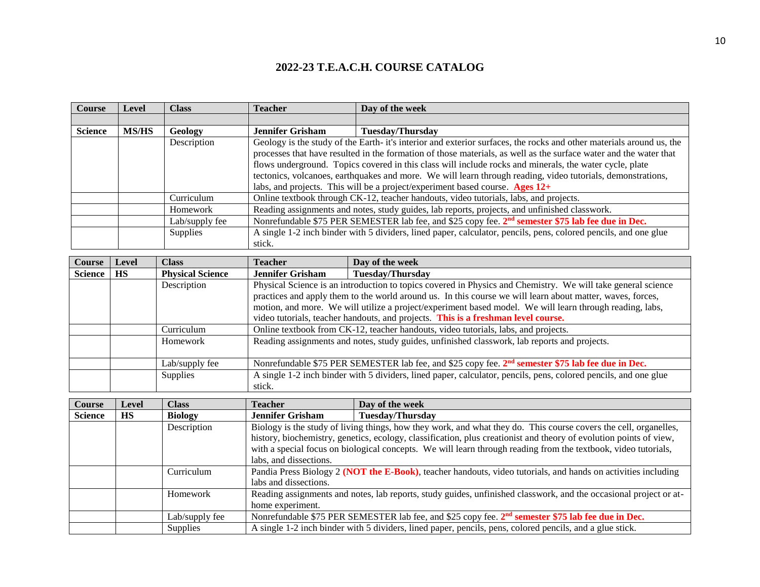## 2022-23 T.E.A.C.H. COURSE CATALOG

| Course | Level | Class | Teacher | Day of the week |
|---|---|---|---|---|
| | | | | |
| **Science** | **MS/HS** | **Geology** | **Jennifer Grisham** | **Tuesday/Thursday** |
| | | Description | Geology is the study of the Earth- it's interior and exterior surfaces, the rocks and other materials around us, the processes that have resulted in the formation of those materials, as well as the surface water and the water that flows underground. Topics covered in this class will include rocks and minerals, the water cycle, plate tectonics, volcanoes, earthquakes and more. We will learn through reading, video tutorials, demonstrations, labs, and projects. This will be a project/experiment based course. **Ages 12+** | |
| | | Curriculum | Online textbook through CK-12, teacher handouts, video tutorials, labs, and projects. | |
| | | Homework | Reading assignments and notes, study guides, lab reports, projects, and unfinished classwork. | |
| | | Lab/supply fee | Nonrefundable $75 PER SEMESTER lab fee, and $25 copy fee. **2nd semester $75 lab fee due in Dec.** | |
| | | Supplies | A single 1-2 inch binder with 5 dividers, lined paper, calculator, pencils, pens, colored pencils, and one glue stick. | |

| Course | Level | Class | Teacher | Day of the week |
|---|---|---|---|---|
| **Science** | **HS** | **Physical Science** | **Jennifer Grisham** | **Tuesday/Thursday** |
| | | Description | Physical Science is an introduction to topics covered in Physics and Chemistry. We will take general science practices and apply them to the world around us. In this course we will learn about matter, waves, forces, motion, and more. We will utilize a project/experiment based model. We will learn through reading, labs, video tutorials, teacher handouts, and projects. **This is a freshman level course.** | |
| | | Curriculum | Online textbook from CK-12, teacher handouts, video tutorials, labs, and projects. | |
| | | Homework | Reading assignments and notes, study guides, unfinished classwork, lab reports and projects. | |
| | | Lab/supply fee | Nonrefundable $75 PER SEMESTER lab fee, and $25 copy fee. **2nd semester $75 lab fee due in Dec.** | |
| | | Supplies | A single 1-2 inch binder with 5 dividers, lined paper, calculator, pencils, pens, colored pencils, and one glue stick. | |

| Course | Level | Class | Teacher | Day of the week |
|---|---|---|---|---|
| **Science** | **HS** | **Biology** | **Jennifer Grisham** | **Tuesday/Thursday** |
| | | Description | Biology is the study of living things, how they work, and what they do. This course covers the cell, organelles, history, biochemistry, genetics, ecology, classification, plus creationist and theory of evolution points of view, with a special focus on biological concepts. We will learn through reading from the textbook, video tutorials, labs, and dissections. | |
| | | Curriculum | Pandia Press Biology 2 **(NOT the E-Book)**, teacher handouts, video tutorials, and hands on activities including labs and dissections. | |
| | | Homework | Reading assignments and notes, lab reports, study guides, unfinished classwork, and the occasional project or at-home experiment. | |
| | | Lab/supply fee | Nonrefundable $75 PER SEMESTER lab fee, and $25 copy fee. **2nd semester $75 lab fee due in Dec.** | |
| | | Supplies | A single 1-2 inch binder with 5 dividers, lined paper, pencils, pens, colored pencils, and a glue stick. | |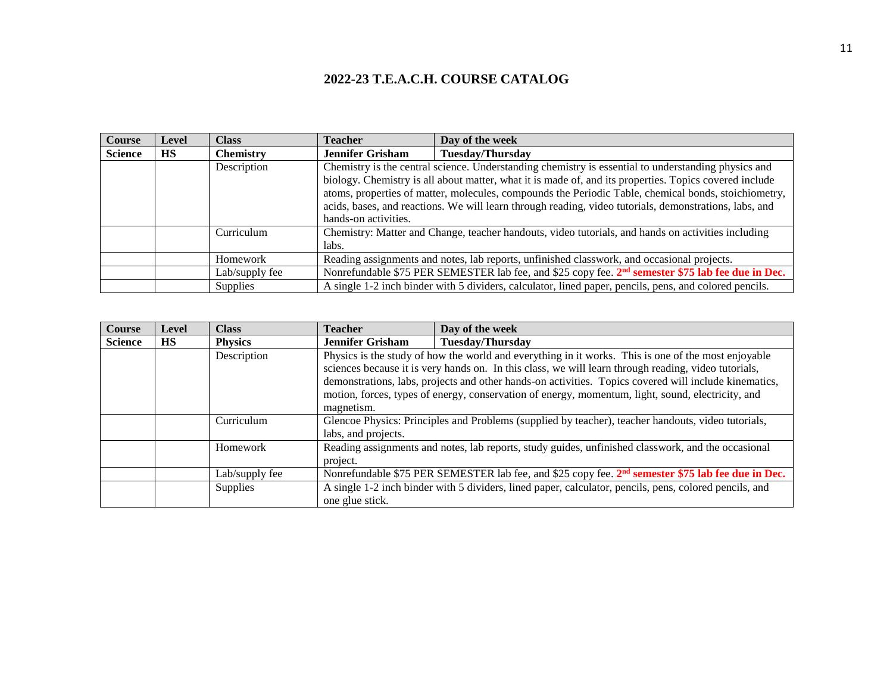# 2022-23 T.E.A.C.H. COURSE CATALOG

| Course | Level | Class | Teacher | Day of the week |
|---|---|---|---|---|
| **Science** | **HS** | **Chemistry** | **Jennifer Grisham** | **Tuesday/Thursday** |
| | | Description | Chemistry is the central science. Understanding chemistry is essential to understanding physics and biology. Chemistry is all about matter, what it is made of, and its properties. Topics covered include atoms, properties of matter, molecules, compounds the Periodic Table, chemical bonds, stoichiometry, acids, bases, and reactions. We will learn through reading, video tutorials, demonstrations, labs, and hands-on activities. | |
| | | Curriculum | Chemistry: Matter and Change, teacher handouts, video tutorials, and hands on activities including labs. | |
| | | Homework | Reading assignments and notes, lab reports, unfinished classwork, and occasional projects. | |
| | | Lab/supply fee | Nonrefundable $75 PER SEMESTER lab fee, and $25 copy fee. **2nd semester $75 lab fee due in Dec.** | |
| | | Supplies | A single 1-2 inch binder with 5 dividers, calculator, lined paper, pencils, pens, and colored pencils. | |

| Course | Level | Class | Teacher | Day of the week |
|---|---|---|---|---|
| **Science** | **HS** | **Physics** | **Jennifer Grisham** | **Tuesday/Thursday** |
| | | Description | Physics is the study of how the world and everything in it works. This is one of the most enjoyable sciences because it is very hands on. In this class, we will learn through reading, video tutorials, demonstrations, labs, projects and other hands-on activities. Topics covered will include kinematics, motion, forces, types of energy, conservation of energy, momentum, light, sound, electricity, and magnetism. | |
| | | Curriculum | Glencoe Physics: Principles and Problems (supplied by teacher), teacher handouts, video tutorials, labs, and projects. | |
| | | Homework | Reading assignments and notes, lab reports, study guides, unfinished classwork, and the occasional project. | |
| | | Lab/supply fee | Nonrefundable $75 PER SEMESTER lab fee, and $25 copy fee. **2nd semester $75 lab fee due in Dec.** | |
| | | Supplies | A single 1-2 inch binder with 5 dividers, lined paper, calculator, pencils, pens, colored pencils, and one glue stick. | |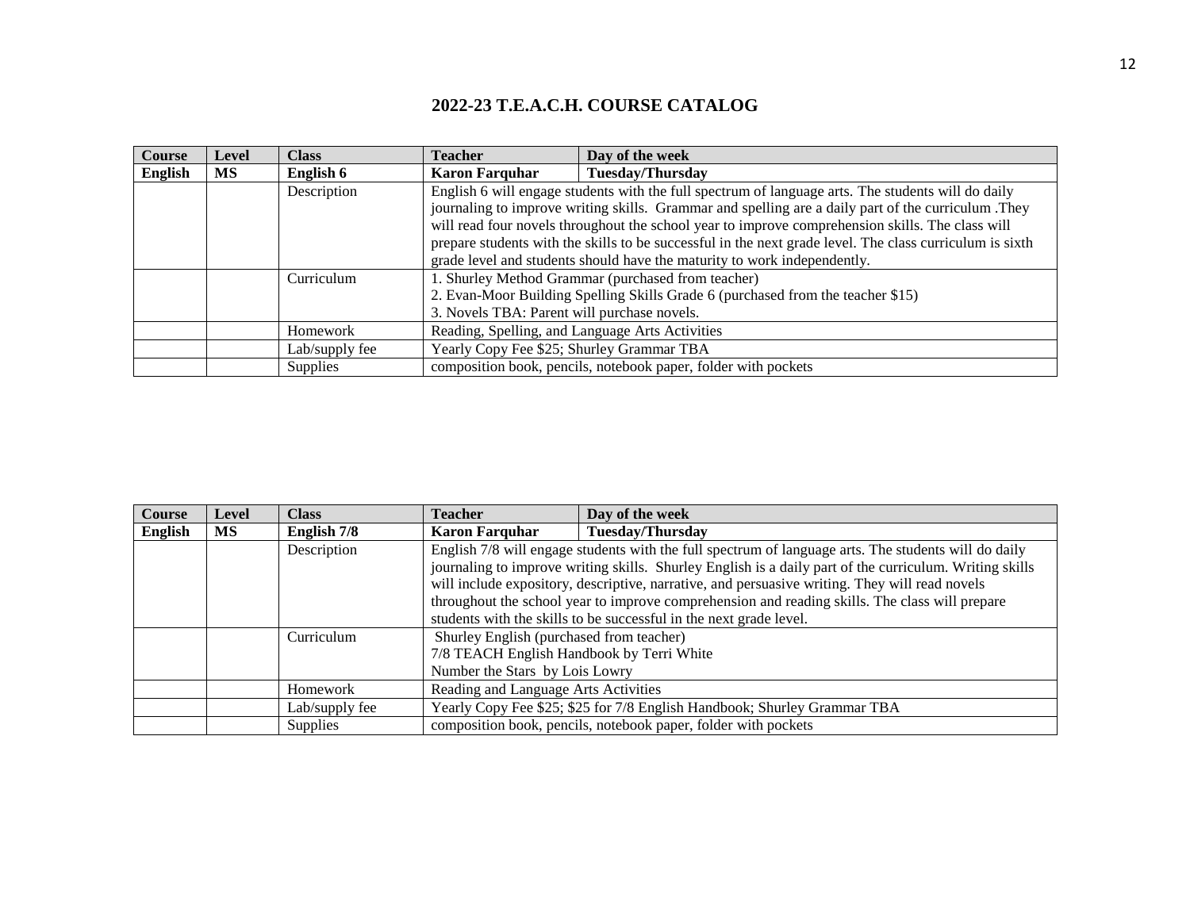# 2022-23 T.E.A.C.H. COURSE CATALOG

| Course | Level | Class | Teacher | Day of the week |
|---|---|---|---|---|
| **English** | **MS** | **English 6** | **Karon Farquhar** | **Tuesday/Thursday** |
| | | Description | English 6 will engage students with the full spectrum of language arts. The students will do daily journaling to improve writing skills. Grammar and spelling are a daily part of the curriculum .They will read four novels throughout the school year to improve comprehension skills. The class will prepare students with the skills to be successful in the next grade level. The class curriculum is sixth grade level and students should have the maturity to work independently. | |
| | | Curriculum | 1. Shurley Method Grammar (purchased from teacher)<br>2. Evan-Moor Building Spelling Skills Grade 6 (purchased from the teacher $15)<br>3. Novels TBA: Parent will purchase novels. | |
| | | Homework | Reading, Spelling, and Language Arts Activities | |
| | | Lab/supply fee | Yearly Copy Fee $25; Shurley Grammar TBA | |
| | | Supplies | composition book, pencils, notebook paper, folder with pockets | |

| Course | Level | Class | Teacher | Day of the week |
|---|---|---|---|---|
| **English** | **MS** | **English 7/8** | **Karon Farquhar** | **Tuesday/Thursday** |
| | | Description | English 7/8 will engage students with the full spectrum of language arts. The students will do daily journaling to improve writing skills. Shurley English is a daily part of the curriculum. Writing skills will include expository, descriptive, narrative, and persuasive writing. They will read novels throughout the school year to improve comprehension and reading skills. The class will prepare students with the skills to be successful in the next grade level. | |
| | | Curriculum | Shurley English (purchased from teacher)<br>7/8 TEACH English Handbook by Terri White<br>Number the Stars by Lois Lowry | |
| | | Homework | Reading and Language Arts Activities | |
| | | Lab/supply fee | Yearly Copy Fee $25; $25 for 7/8 English Handbook; Shurley Grammar TBA | |
| | | Supplies | composition book, pencils, notebook paper, folder with pockets | |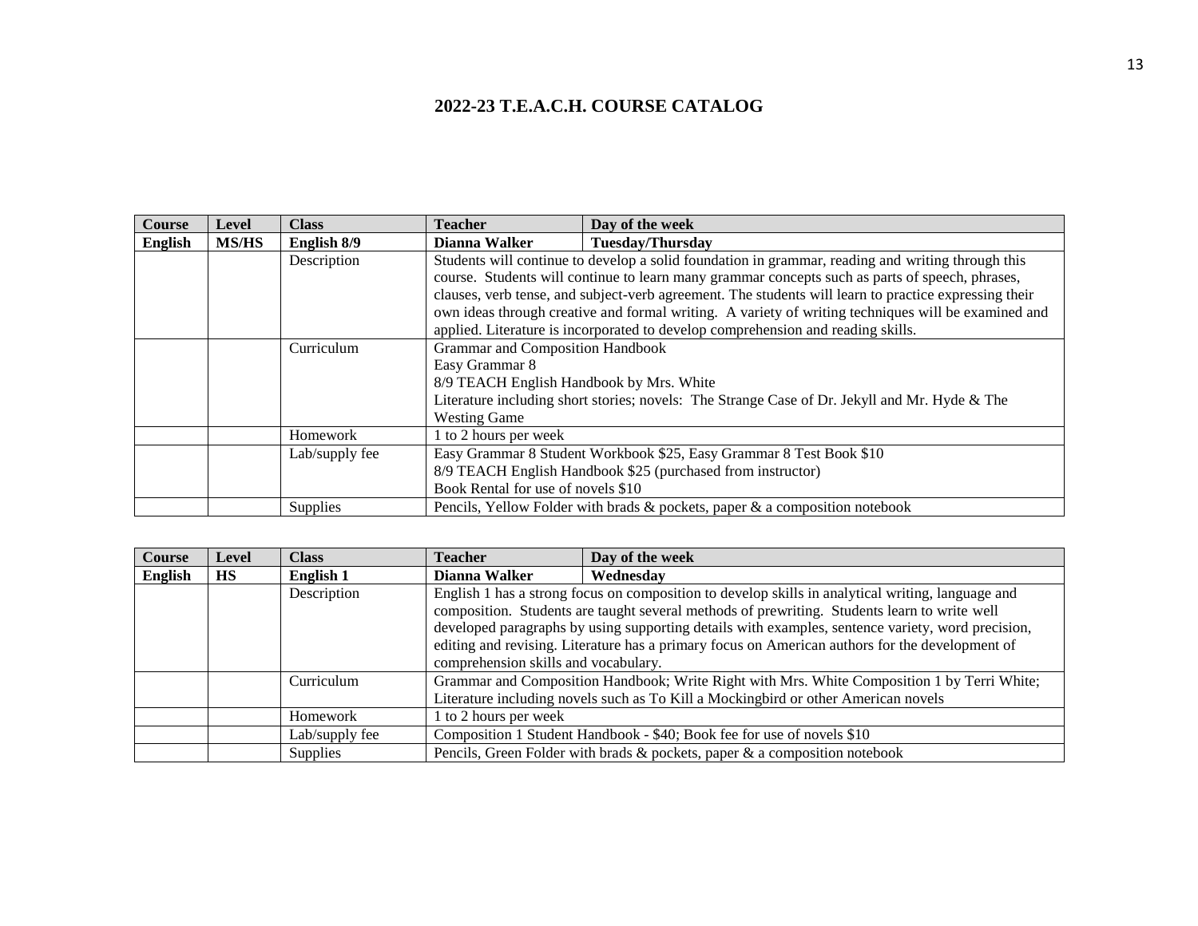# 2022-23 T.E.A.C.H. COURSE CATALOG

| Course | Level | Class | Teacher | Day of the week |
| --- | --- | --- | --- | --- |
| **English** | **MS/HS** | **English 8/9** | **Dianna Walker** | **Tuesday/Thursday** |
| | | Description | Students will continue to develop a solid foundation in grammar, reading and writing through this course. Students will continue to learn many grammar concepts such as parts of speech, phrases, clauses, verb tense, and subject-verb agreement. The students will learn to practice expressing their own ideas through creative and formal writing. A variety of writing techniques will be examined and applied. Literature is incorporated to develop comprehension and reading skills. | |
| | | Curriculum | Grammar and Composition Handbook<br>Easy Grammar 8<br>8/9 TEACH English Handbook by Mrs. White<br>Literature including short stories; novels: The Strange Case of Dr. Jekyll and Mr. Hyde & The Westing Game | |
| | | Homework | 1 to 2 hours per week | |
| | | Lab/supply fee | Easy Grammar 8 Student Workbook $25, Easy Grammar 8 Test Book $10<br>8/9 TEACH English Handbook $25 (purchased from instructor)<br>Book Rental for use of novels $10 | |
| | | Supplies | Pencils, Yellow Folder with brads & pockets, paper & a composition notebook | |

| Course | Level | Class | Teacher | Day of the week |
| --- | --- | --- | --- | --- |
| **English** | **HS** | **English 1** | **Dianna Walker** | **Wednesday** |
| | | Description | English 1 has a strong focus on composition to develop skills in analytical writing, language and composition. Students are taught several methods of prewriting. Students learn to write well developed paragraphs by using supporting details with examples, sentence variety, word precision, editing and revising. Literature has a primary focus on American authors for the development of comprehension skills and vocabulary. | |
| | | Curriculum | Grammar and Composition Handbook; Write Right with Mrs. White Composition 1 by Terri White; Literature including novels such as To Kill a Mockingbird or other American novels | |
| | | Homework | 1 to 2 hours per week | |
| | | Lab/supply fee | Composition 1 Student Handbook - $40; Book fee for use of novels $10 | |
| | | Supplies | Pencils, Green Folder with brads & pockets, paper & a composition notebook | |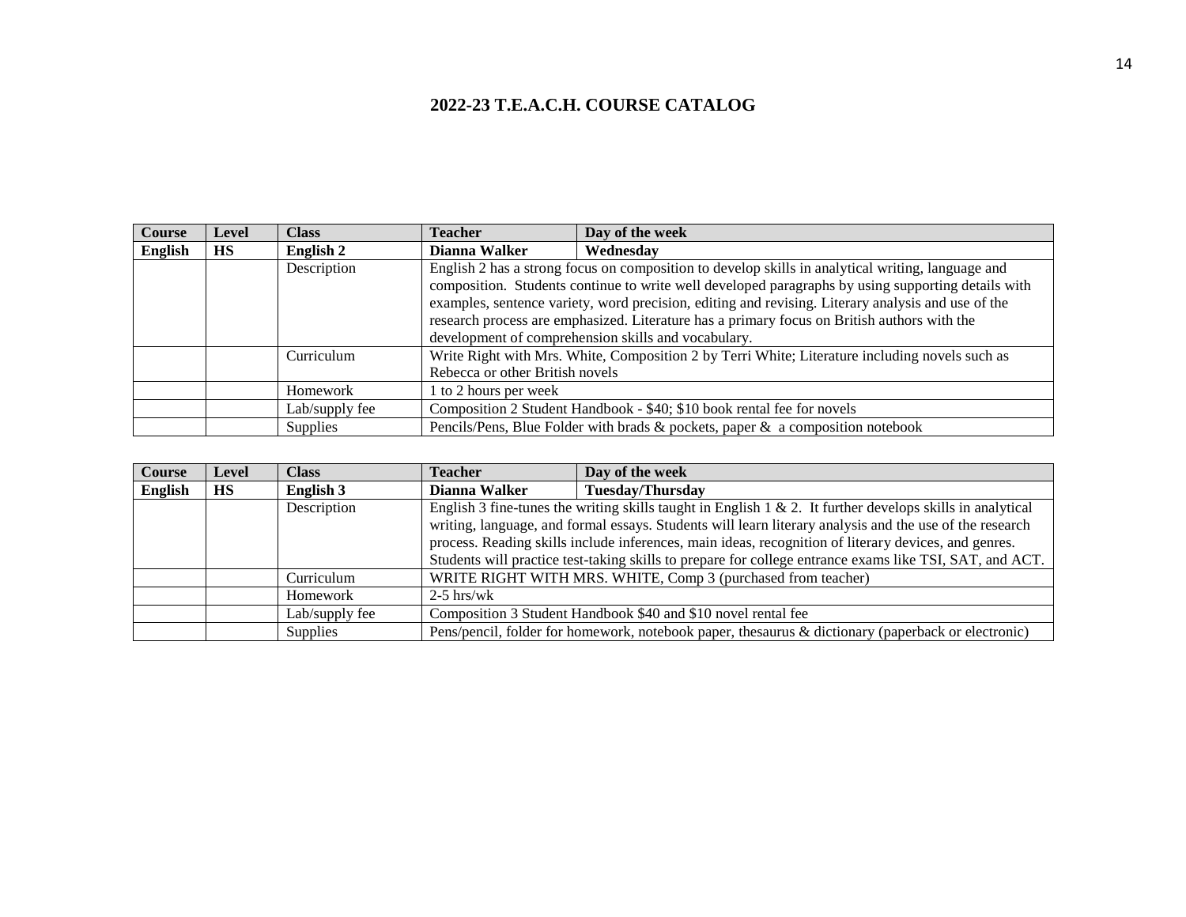## 2022-23 T.E.A.C.H. COURSE CATALOG

| Course | Level | Class | Teacher | Day of the week |
|---|---|---|---|---|
| **English** | **HS** | **English 2** | **Dianna Walker** | **Wednesday** |
| | | Description | English 2 has a strong focus on composition to develop skills in analytical writing, language and composition. Students continue to write well developed paragraphs by using supporting details with examples, sentence variety, word precision, editing and revising. Literary analysis and use of the research process are emphasized. Literature has a primary focus on British authors with the development of comprehension skills and vocabulary. | |
| | | Curriculum | Write Right with Mrs. White, Composition 2 by Terri White; Literature including novels such as Rebecca or other British novels | |
| | | Homework | 1 to 2 hours per week | |
| | | Lab/supply fee | Composition 2 Student Handbook - $40; $10 book rental fee for novels | |
| | | Supplies | Pencils/Pens, Blue Folder with brads & pockets, paper & a composition notebook | |

| Course | Level | Class | Teacher | Day of the week |
|---|---|---|---|---|
| **English** | **HS** | **English 3** | **Dianna Walker** | **Tuesday/Thursday** |
| | | Description | English 3 fine-tunes the writing skills taught in English 1 & 2. It further develops skills in analytical writing, language, and formal essays. Students will learn literary analysis and the use of the research process. Reading skills include inferences, main ideas, recognition of literary devices, and genres. Students will practice test-taking skills to prepare for college entrance exams like TSI, SAT, and ACT. | |
| | | Curriculum | WRITE RIGHT WITH MRS. WHITE, Comp 3 (purchased from teacher) | |
| | | Homework | 2-5 hrs/wk | |
| | | Lab/supply fee | Composition 3 Student Handbook $40 and $10 novel rental fee | |
| | | Supplies | Pens/pencil, folder for homework, notebook paper, thesaurus & dictionary (paperback or electronic) | |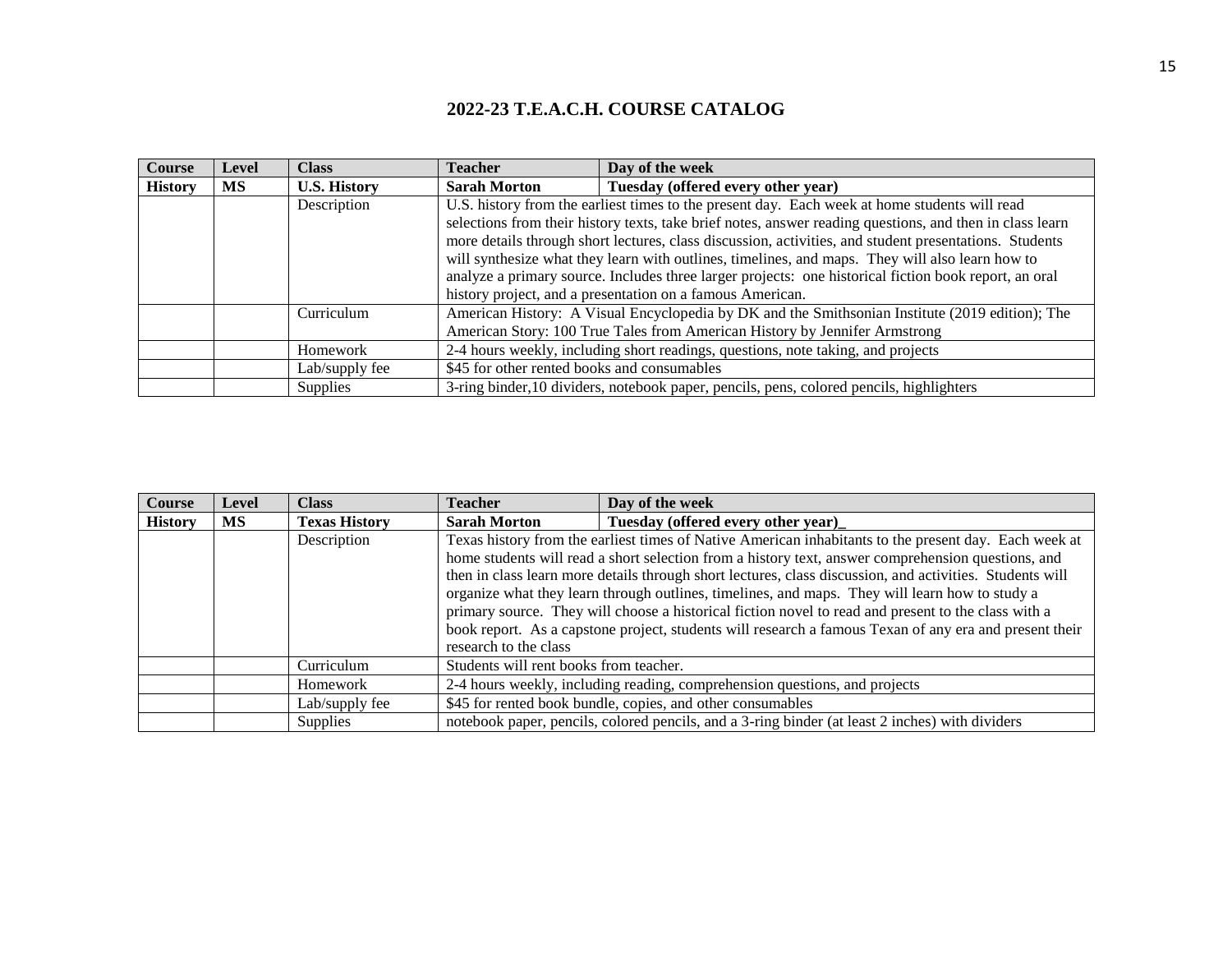## 2022-23 T.E.A.C.H. COURSE CATALOG

| Course | Level | Class | Teacher | Day of the week |
|---|---|---|---|---|
| **History** | **MS** | **U.S. History** | **Sarah Morton** | **Tuesday (offered every other year)** |
| | | Description | U.S. history from the earliest times to the present day. Each week at home students will read selections from their history texts, take brief notes, answer reading questions, and then in class learn more details through short lectures, class discussion, activities, and student presentations. Students will synthesize what they learn with outlines, timelines, and maps. They will also learn how to analyze a primary source. Includes three larger projects: one historical fiction book report, an oral history project, and a presentation on a famous American. | |
| | | Curriculum | American History: A Visual Encyclopedia by DK and the Smithsonian Institute (2019 edition); The American Story: 100 True Tales from American History by Jennifer Armstrong | |
| | | Homework | 2-4 hours weekly, including short readings, questions, note taking, and projects | |
| | | Lab/supply fee | $45 for other rented books and consumables | |
| | | Supplies | 3-ring binder,10 dividers, notebook paper, pencils, pens, colored pencils, highlighters | |

| Course | Level | Class | Teacher | Day of the week |
|---|---|---|---|---|
| **History** | **MS** | **Texas History** | **Sarah Morton** | **Tuesday (offered every other year)_** |
| | | Description | Texas history from the earliest times of Native American inhabitants to the present day. Each week at home students will read a short selection from a history text, answer comprehension questions, and then in class learn more details through short lectures, class discussion, and activities. Students will organize what they learn through outlines, timelines, and maps. They will learn how to study a primary source. They will choose a historical fiction novel to read and present to the class with a book report. As a capstone project, students will research a famous Texan of any era and present their research to the class | |
| | | Curriculum | Students will rent books from teacher. | |
| | | Homework | 2-4 hours weekly, including reading, comprehension questions, and projects | |
| | | Lab/supply fee | $45 for rented book bundle, copies, and other consumables | |
| | | Supplies | notebook paper, pencils, colored pencils, and a 3-ring binder (at least 2 inches) with dividers | |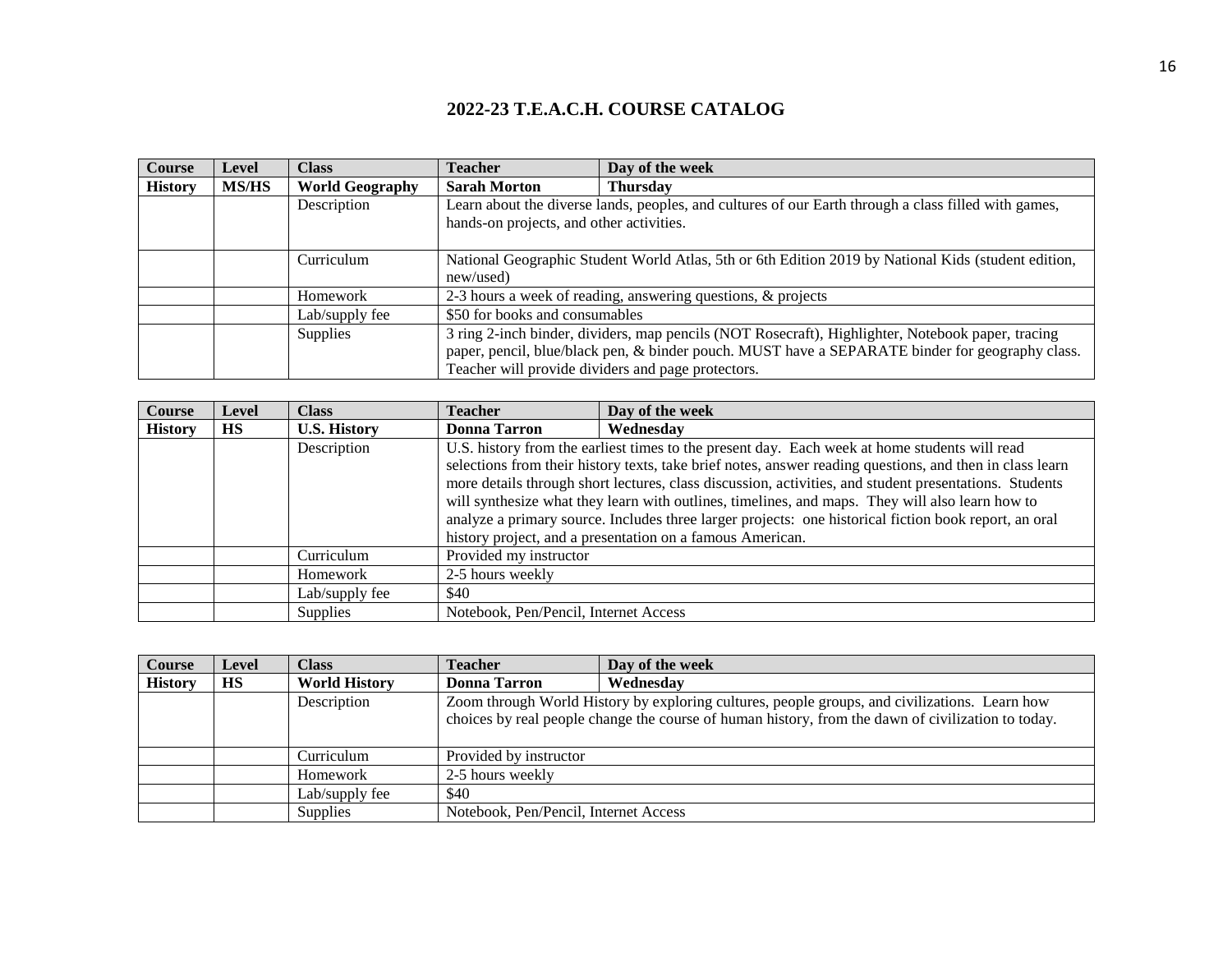# 2022-23 T.E.A.C.H. COURSE CATALOG

| Course | Level | Class | Teacher | Day of the week |
|---|---|---|---|---|
| **History** | **MS/HS** | **World Geography** | **Sarah Morton** | **Thursday** |
| | | Description | Learn about the diverse lands, peoples, and cultures of our Earth through a class filled with games, hands-on projects, and other activities. | |
| | | Curriculum | National Geographic Student World Atlas, 5th or 6th Edition 2019 by National Kids (student edition, new/used) | |
| | | Homework | 2-3 hours a week of reading, answering questions, & projects | |
| | | Lab/supply fee | $50 for books and consumables | |
| | | Supplies | 3 ring 2-inch binder, dividers, map pencils (NOT Rosecraft), Highlighter, Notebook paper, tracing paper, pencil, blue/black pen, & binder pouch. MUST have a SEPARATE binder for geography class. Teacher will provide dividers and page protectors. | |

| Course | Level | Class | Teacher | Day of the week |
|---|---|---|---|---|
| **History** | **HS** | **U.S. History** | **Donna Tarron** | **Wednesday** |
| | | Description | U.S. history from the earliest times to the present day. Each week at home students will read selections from their history texts, take brief notes, answer reading questions, and then in class learn more details through short lectures, class discussion, activities, and student presentations. Students will synthesize what they learn with outlines, timelines, and maps. They will also learn how to analyze a primary source. Includes three larger projects: one historical fiction book report, an oral history project, and a presentation on a famous American. | |
| | | Curriculum | Provided my instructor | |
| | | Homework | 2-5 hours weekly | |
| | | Lab/supply fee | $40 | |
| | | Supplies | Notebook, Pen/Pencil, Internet Access | |

| Course | Level | Class | Teacher | Day of the week |
|---|---|---|---|---|
| **History** | **HS** | **World History** | **Donna Tarron** | **Wednesday** |
| | | Description | Zoom through World History by exploring cultures, people groups, and civilizations. Learn how choices by real people change the course of human history, from the dawn of civilization to today. | |
| | | Curriculum | Provided by instructor | |
| | | Homework | 2-5 hours weekly | |
| | | Lab/supply fee | $40 | |
| | | Supplies | Notebook, Pen/Pencil, Internet Access | |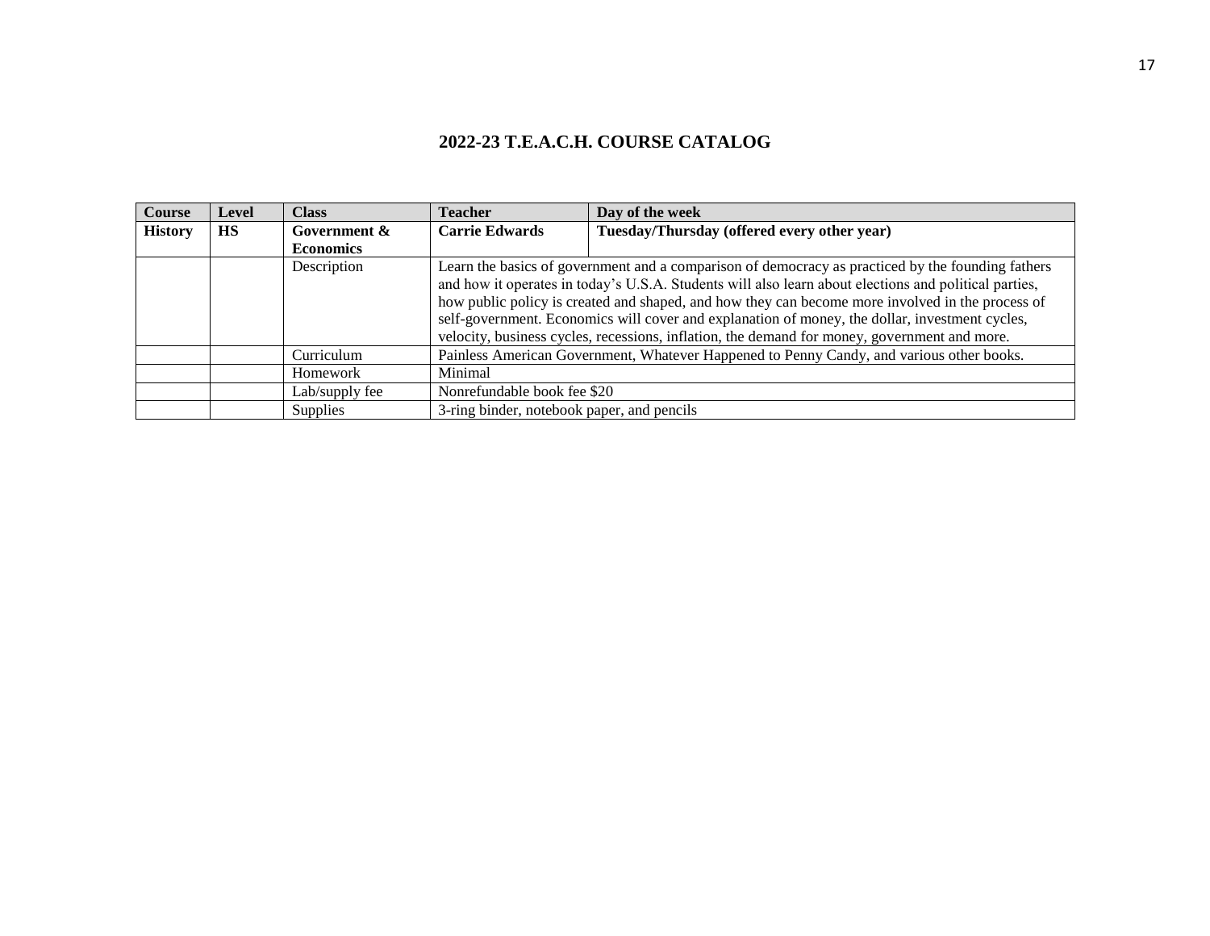## 2022-23 T.E.A.C.H. COURSE CATALOG

| Course | Level | Class | Teacher | Day of the week |
|---|---|---|---|---|
| **History** | **HS** | **Government & Economics** | **Carrie Edwards** | **Tuesday/Thursday (offered every other year)** |
| | | Description | Learn the basics of government and a comparison of democracy as practiced by the founding fathers and how it operates in today's U.S.A. Students will also learn about elections and political parties, how public policy is created and shaped, and how they can become more involved in the process of self-government. Economics will cover and explanation of money, the dollar, investment cycles, velocity, business cycles, recessions, inflation, the demand for money, government and more. | |
| | | Curriculum | Painless American Government, Whatever Happened to Penny Candy, and various other books. | |
| | | Homework | Minimal | |
| | | Lab/supply fee | Nonrefundable book fee $20 | |
| | | Supplies | 3-ring binder, notebook paper, and pencils | |